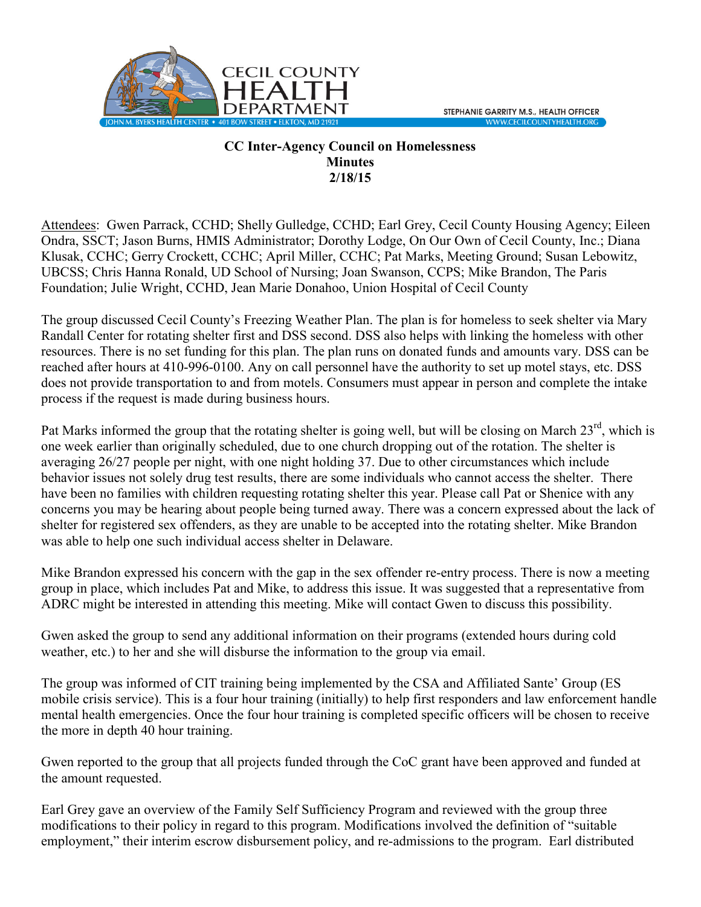CECIL COUNTY HEALTH DEPARTMENT

JOHN M. BYERS HEALTH CENTER • 401 BOW STREET • ELKTON, MD 21921

STEPHANIE GARRITY M.S., HEALTH OFFICER
WWW.CECILCOUNTYHEALTH.ORG

**CC Inter-Agency Council on Homelessness**
**Minutes**
**2/18/15**

Attendees: Gwen Parrack, CCHD; Shelly Gulledge, CCHD; Earl Grey, Cecil County Housing Agency; Eileen Ondra, SSCT; Jason Burns, HMIS Administrator; Dorothy Lodge, On Our Own of Cecil County, Inc.; Diana Klusak, CCHC; Gerry Crockett, CCHC; April Miller, CCHC; Pat Marks, Meeting Ground; Susan Lebowitz, UBCSS; Chris Hanna Ronald, UD School of Nursing; Joan Swanson, CCPS; Mike Brandon, The Paris Foundation; Julie Wright, CCHD, Jean Marie Donahoo, Union Hospital of Cecil County

The group discussed Cecil County's Freezing Weather Plan. The plan is for homeless to seek shelter via Mary Randall Center for rotating shelter first and DSS second. DSS also helps with linking the homeless with other resources. There is no set funding for this plan. The plan runs on donated funds and amounts vary. DSS can be reached after hours at 410-996-0100. Any on call personnel have the authority to set up motel stays, etc. DSS does not provide transportation to and from motels. Consumers must appear in person and complete the intake process if the request is made during business hours.

Pat Marks informed the group that the rotating shelter is going well, but will be closing on March 23rd, which is one week earlier than originally scheduled, due to one church dropping out of the rotation. The shelter is averaging 26/27 people per night, with one night holding 37. Due to other circumstances which include behavior issues not solely drug test results, there are some individuals who cannot access the shelter. There have been no families with children requesting rotating shelter this year. Please call Pat or Shenice with any concerns you may be hearing about people being turned away. There was a concern expressed about the lack of shelter for registered sex offenders, as they are unable to be accepted into the rotating shelter. Mike Brandon was able to help one such individual access shelter in Delaware.

Mike Brandon expressed his concern with the gap in the sex offender re-entry process. There is now a meeting group in place, which includes Pat and Mike, to address this issue. It was suggested that a representative from ADRC might be interested in attending this meeting. Mike will contact Gwen to discuss this possibility.

Gwen asked the group to send any additional information on their programs (extended hours during cold weather, etc.) to her and she will disburse the information to the group via email.

The group was informed of CIT training being implemented by the CSA and Affiliated Sante' Group (ES mobile crisis service). This is a four hour training (initially) to help first responders and law enforcement handle mental health emergencies. Once the four hour training is completed specific officers will be chosen to receive the more in depth 40 hour training.

Gwen reported to the group that all projects funded through the CoC grant have been approved and funded at the amount requested.

Earl Grey gave an overview of the Family Self Sufficiency Program and reviewed with the group three modifications to their policy in regard to this program. Modifications involved the definition of "suitable employment," their interim escrow disbursement policy, and re-admissions to the program. Earl distributed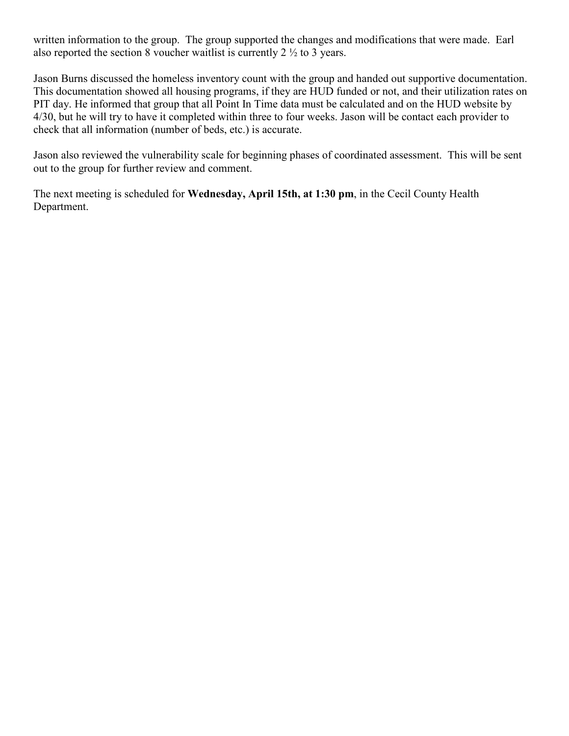written information to the group. The group supported the changes and modifications that were made. Earl also reported the section 8 voucher waitlist is currently 2 ½ to 3 years.

Jason Burns discussed the homeless inventory count with the group and handed out supportive documentation. This documentation showed all housing programs, if they are HUD funded or not, and their utilization rates on PIT day. He informed that group that all Point In Time data must be calculated and on the HUD website by 4/30, but he will try to have it completed within three to four weeks. Jason will be contact each provider to check that all information (number of beds, etc.) is accurate.

Jason also reviewed the vulnerability scale for beginning phases of coordinated assessment. This will be sent out to the group for further review and comment.

The next meeting is scheduled for **Wednesday, April 15th, at 1:30 pm**, in the Cecil County Health Department.